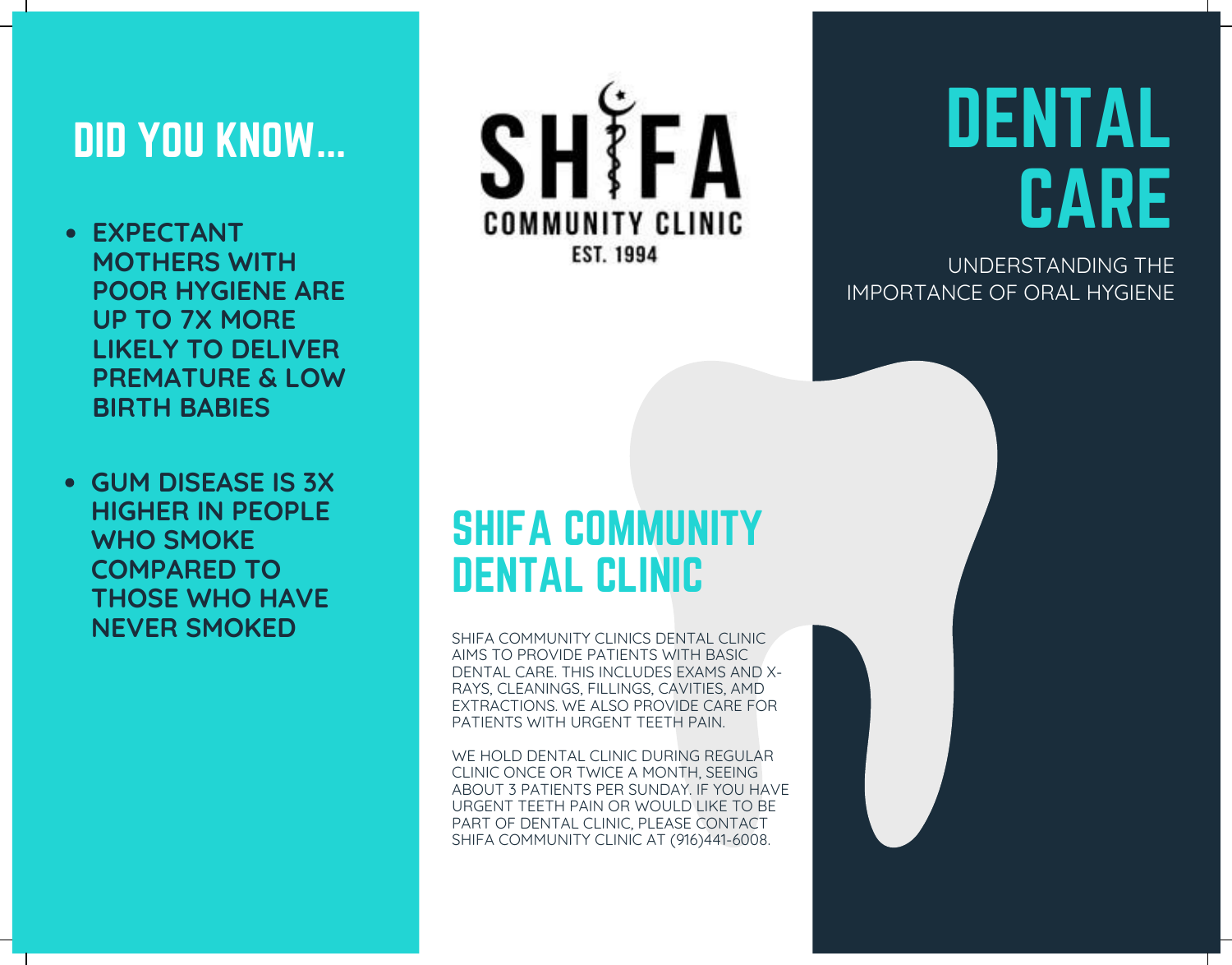# DENTAL CARE

UNDERSTANDING THE IMPORTANCE OF ORAL HYGIENE

SHIFA COMMUNITY CLINIC
EST. 1994

## DID YOU KNOW...

- **EXPECTANT MOTHERS WITH POOR HYGIENE ARE UP TO 7X MORE LIKELY TO DELIVER PREMATURE & LOW BIRTH BABIES**
- **GUM DISEASE IS 3X HIGHER IN PEOPLE WHO SMOKE COMPARED TO THOSE WHO HAVE NEVER SMOKED**

## SHIFA COMMUNITY DENTAL CLINIC

SHIFA COMMUNITY CLINICS DENTAL CLINIC AIMS TO PROVIDE PATIENTS WITH BASIC DENTAL CARE. THIS INCLUDES EXAMS AND X-RAYS, CLEANINGS, FILLINGS, CAVITIES, AMD EXTRACTIONS. WE ALSO PROVIDE CARE FOR PATIENTS WITH URGENT TEETH PAIN.

WE HOLD DENTAL CLINIC DURING REGULAR CLINIC ONCE OR TWICE A MONTH, SEEING ABOUT 3 PATIENTS PER SUNDAY. IF YOU HAVE URGENT TEETH PAIN OR WOULD LIKE TO BE PART OF DENTAL CLINIC, PLEASE CONTACT SHIFA COMMUNITY CLINIC AT (916)441-6008.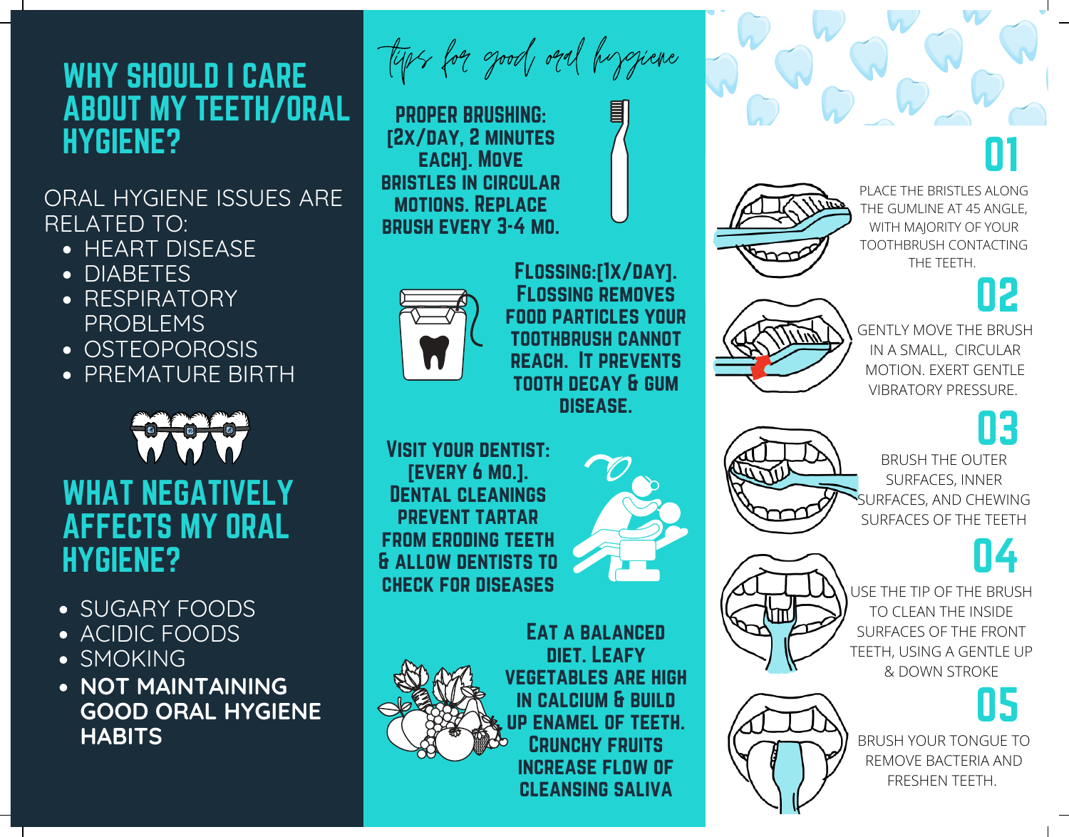## WHY SHOULD I CARE ABOUT MY TEETH/ORAL HYGIENE?

ORAL HYGIENE ISSUES ARE RELATED TO:

- HEART DISEASE
- DIABETES
- RESPIRATORY PROBLEMS
- OSTEOPOROSIS
- PREMATURE BIRTH

## WHAT NEGATIVELY AFFECTS MY ORAL HYGIENE?

- SUGARY FOODS
- ACIDIC FOODS
- SMOKING
- **NOT MAINTAINING GOOD ORAL HYGIENE HABITS**

## *tips for good oral hygiene*

**PROPER BRUSHING:** [2X/DAY, 2 MINUTES EACH]. MOVE BRISTLES IN CIRCULAR MOTIONS. REPLACE BRUSH EVERY 3-4 MO.

**FLOSSING:** [1X/DAY]. FLOSSING REMOVES FOOD PARTICLES YOUR TOOTHBRUSH CANNOT REACH. IT PREVENTS TOOTH DECAY & GUM DISEASE.

**VISIT YOUR DENTIST:** [EVERY 6 MO.]. DENTAL CLEANINGS PREVENT TARTAR FROM ERODING TEETH & ALLOW DENTISTS TO CHECK FOR DISEASES

**EAT A BALANCED DIET.** LEAFY VEGETABLES ARE HIGH IN CALCIUM & BUILD UP ENAMEL OF TEETH. CRUNCHY FRUITS INCREASE FLOW OF CLEANSING SALIVA

## 01

PLACE THE BRISTLES ALONG THE GUMLINE AT 45 ANGLE, WITH MAJORITY OF YOUR TOOTHBRUSH CONTACTING THE TEETH.

## 02

GENTLY MOVE THE BRUSH IN A SMALL, CIRCULAR MOTION. EXERT GENTLE VIBRATORY PRESSURE.

## 03

BRUSH THE OUTER SURFACES, INNER SURFACES, AND CHEWING SURFACES OF THE TEETH

## 04

USE THE TIP OF THE BRUSH TO CLEAN THE INSIDE SURFACES OF THE FRONT TEETH, USING A GENTLE UP & DOWN STROKE

## 05

BRUSH YOUR TONGUE TO REMOVE BACTERIA AND FRESHEN TEETH.